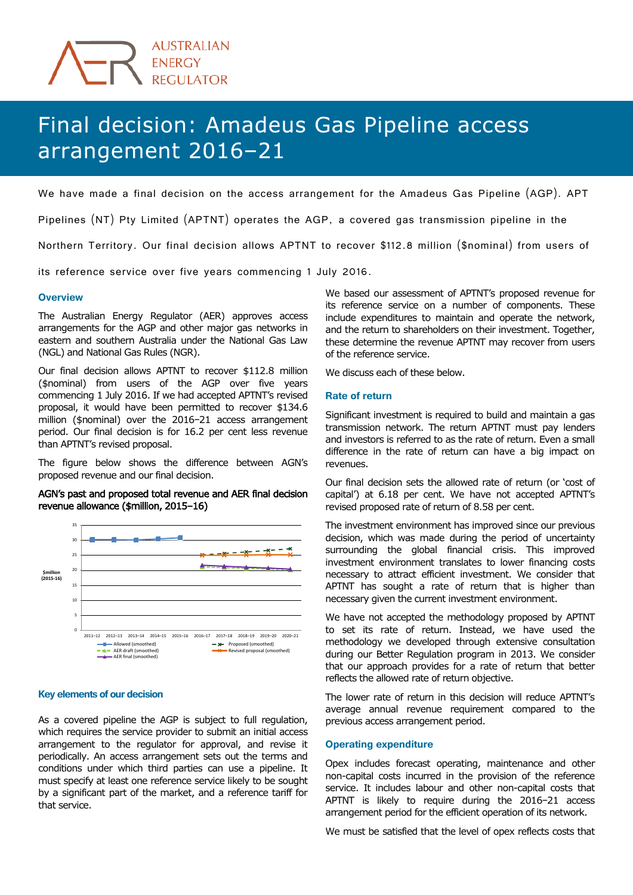# Final decision: Amadeus Gas Pipeline access arrangement 2016–21

We have made a final decision on the access arrangement for the Amadeus Gas Pipeline (AGP). APT Pipelines (NT) Pty Limited (APTNT) operates the AGP, a covered gas transmission pipeline in the Northern Territory. Our final decision allows APTNT to recover $112.8 million ($nominal) from users of its reference service over five years commencing 1 July 2016.

## Overview

The Australian Energy Regulator (AER) approves access arrangements for the AGP and other major gas networks in eastern and southern Australia under the National Gas Law (NGL) and National Gas Rules (NGR).

Our final decision allows APTNT to recover $112.8 million ($nominal) from users of the AGP over five years commencing 1 July 2016. If we had accepted APTNT's revised proposal, it would have been permitted to recover $134.6 million ($nominal) over the 2016–21 access arrangement period. Our final decision is for 16.2 per cent less revenue than APTNT's revised proposal.

The figure below shows the difference between AGN's proposed revenue and our final decision.

**AGN's past and proposed total revenue and AER final decision revenue allowance ($million, 2015–16)**

## Key elements of our decision

As a covered pipeline the AGP is subject to full regulation, which requires the service provider to submit an initial access arrangement to the regulator for approval, and revise it periodically. An access arrangement sets out the terms and conditions under which third parties can use a pipeline. It must specify at least one reference service likely to be sought by a significant part of the market, and a reference tariff for that service.

We based our assessment of APTNT's proposed revenue for its reference service on a number of components. These include expenditures to maintain and operate the network, and the return to shareholders on their investment. Together, these determine the revenue APTNT may recover from users of the reference service.

We discuss each of these below.

## Rate of return

Significant investment is required to build and maintain a gas transmission network. The return APTNT must pay lenders and investors is referred to as the rate of return. Even a small difference in the rate of return can have a big impact on revenues.

Our final decision sets the allowed rate of return (or 'cost of capital') at 6.18 per cent. We have not accepted APTNT's revised proposed rate of return of 8.58 per cent.

The investment environment has improved since our previous decision, which was made during the period of uncertainty surrounding the global financial crisis. This improved investment environment translates to lower financing costs necessary to attract efficient investment. We consider that APTNT has sought a rate of return that is higher than necessary given the current investment environment.

We have not accepted the methodology proposed by APTNT to set its rate of return. Instead, we have used the methodology we developed through extensive consultation during our Better Regulation program in 2013. We consider that our approach provides for a rate of return that better reflects the allowed rate of return objective.

The lower rate of return in this decision will reduce APTNT's average annual revenue requirement compared to the previous access arrangement period.

## Operating expenditure

Opex includes forecast operating, maintenance and other non-capital costs incurred in the provision of the reference service. It includes labour and other non-capital costs that APTNT is likely to require during the 2016–21 access arrangement period for the efficient operation of its network.

We must be satisfied that the level of opex reflects costs that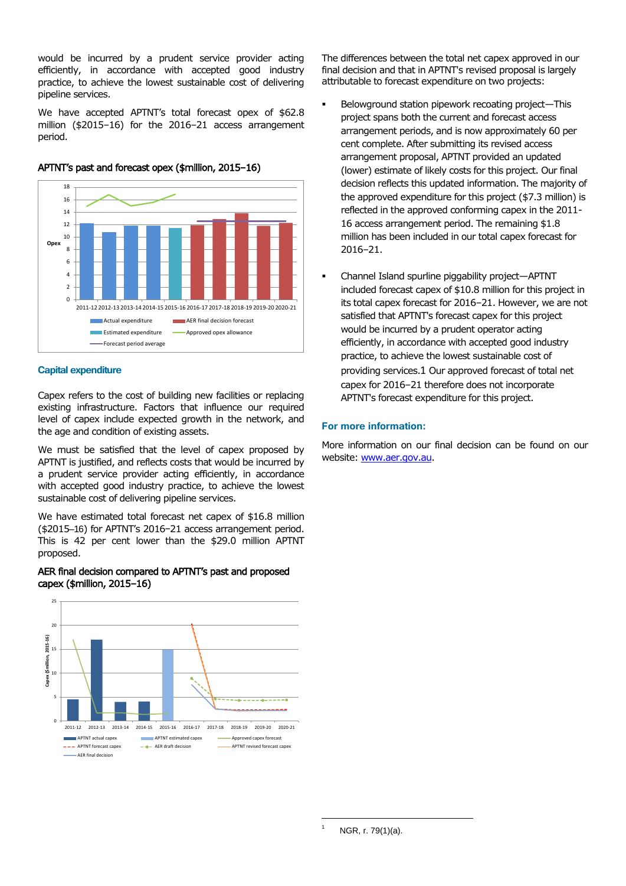would be incurred by a prudent service provider acting efficiently, in accordance with accepted good industry practice, to achieve the lowest sustainable cost of delivering pipeline services.

We have accepted APTNT's total forecast opex of $62.8 million ($2015–16) for the 2016–21 access arrangement period.

APTNT's past and forecast opex ($million, 2015–16)

18
16
14
12
10
8
6
4
2
0

Opex

2011-12 2012-13 2013-14 2014-15 2015-16 2016-17 2017-18 2018-19 2019-20 2020-21

Actual expenditure
AER final decision forecast
Estimated expenditure
Approved opex allowance
Forecast period average

### Capital expenditure

Capex refers to the cost of building new facilities or replacing existing infrastructure. Factors that influence our required level of capex include expected growth in the network, and the age and condition of existing assets.

We must be satisfied that the level of capex proposed by APTNT is justified, and reflects costs that would be incurred by a prudent service provider acting efficiently, in accordance with accepted good industry practice, to achieve the lowest sustainable cost of delivering pipeline services.

We have estimated total forecast net capex of $16.8 million ($2015–16) for APTNT's 2016–21 access arrangement period. This is 42 per cent lower than the $29.0 million APTNT proposed.

AER final decision compared to APTNT's past and proposed capex ($million, 2015–16)

25
20
15
10
5
0

Capex ($million, 2015-16)

2011-12 2012-13 2013-14 2014-15 2015-16 2016-17 2017-18 2018-19 2019-20 2020-21

APTNT actual capex
APTNT estimated capex
Approved capex forecast
APTNT forecast capex
AER draft decision
APTNT revised forecast capex
AER final decision

The differences between the total net capex approved in our final decision and that in APTNT's revised proposal is largely attributable to forecast expenditure on two projects:

- Belowground station pipework recoating project—This project spans both the current and forecast access arrangement periods, and is now approximately 60 per cent complete. After submitting its revised access arrangement proposal, APTNT provided an updated (lower) estimate of likely costs for this project. Our final decision reflects this updated information. The majority of the approved expenditure for this project ($7.3 million) is reflected in the approved conforming capex in the 2011-16 access arrangement period. The remaining $1.8 million has been included in our total capex forecast for 2016–21.

- Channel Island spurline piggability project—APTNT included forecast capex of $10.8 million for this project in its total capex forecast for 2016–21. However, we are not satisfied that APTNT's forecast capex for this project would be incurred by a prudent operator acting efficiently, in accordance with accepted good industry practice, to achieve the lowest sustainable cost of providing services.[1] Our approved forecast of total net capex for 2016–21 therefore does not incorporate APTNT's forecast expenditure for this project.

### For more information:

More information on our final decision can be found on our website: [www.aer.gov.au](http://www.aer.gov.au).

[1] NGR, r. 79(1)(a).